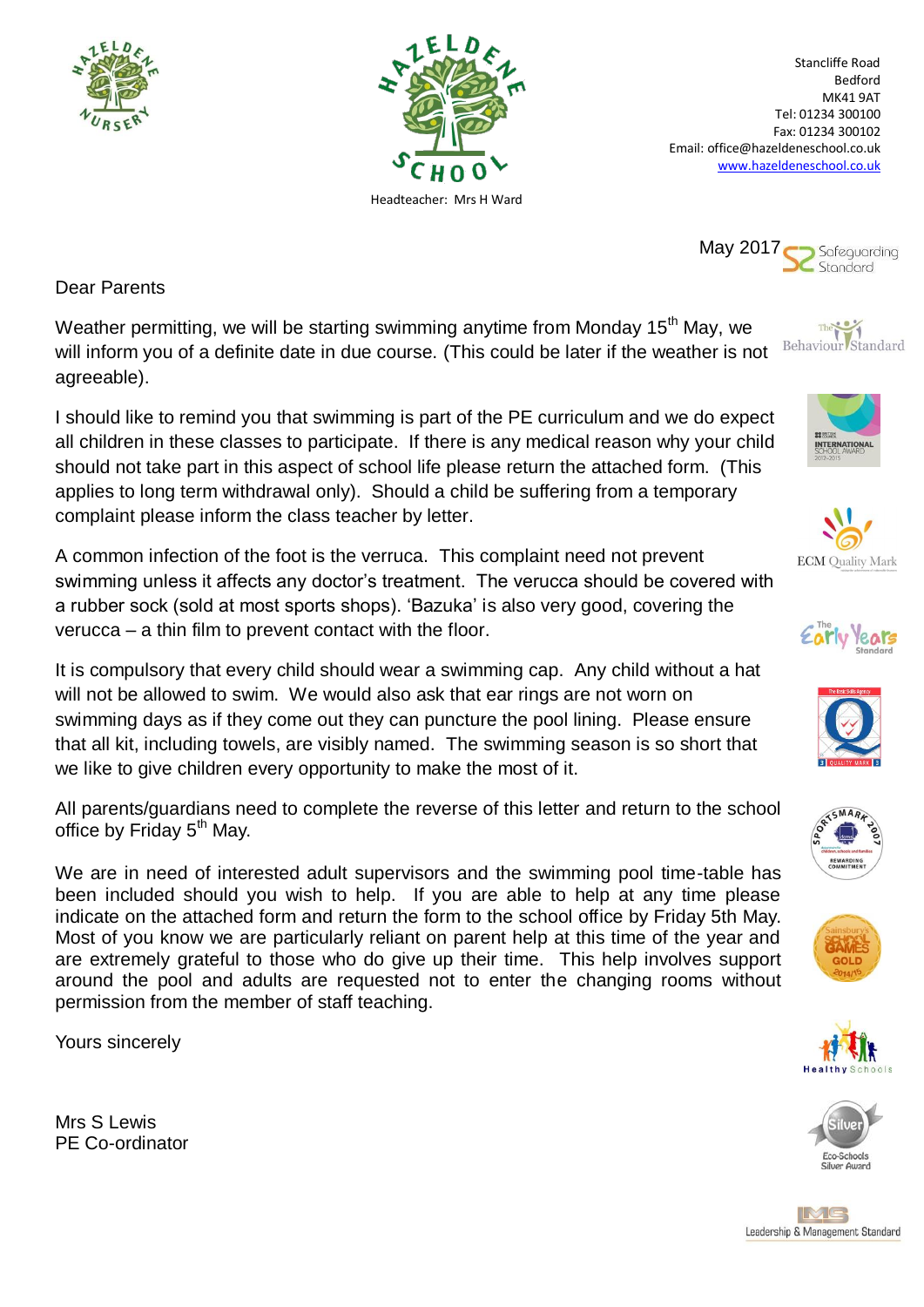Stancliffe Road
Bedford
MK41 9AT
Tel: 01234 300100
Fax: 01234 300102
Email: office@hazeldeneschool.co.uk
www.hazeldeneschool.co.uk

Headteacher: Mrs H Ward

May 2017

Dear Parents

Weather permitting, we will be starting swimming anytime from Monday 15th May, we will inform you of a definite date in due course. (This could be later if the weather is not agreeable).

I should like to remind you that swimming is part of the PE curriculum and we do expect all children in these classes to participate. If there is any medical reason why your child should not take part in this aspect of school life please return the attached form. (This applies to long term withdrawal only). Should a child be suffering from a temporary complaint please inform the class teacher by letter.

A common infection of the foot is the verruca. This complaint need not prevent swimming unless it affects any doctor's treatment. The verucca should be covered with a rubber sock (sold at most sports shops). 'Bazuka' is also very good, covering the verucca – a thin film to prevent contact with the floor.

It is compulsory that every child should wear a swimming cap. Any child without a hat will not be allowed to swim. We would also ask that ear rings are not worn on swimming days as if they come out they can puncture the pool lining. Please ensure that all kit, including towels, are visibly named. The swimming season is so short that we like to give children every opportunity to make the most of it.

All parents/guardians need to complete the reverse of this letter and return to the school office by Friday 5th May.

We are in need of interested adult supervisors and the swimming pool time-table has been included should you wish to help. If you are able to help at any time please indicate on the attached form and return the form to the school office by Friday 5th May. Most of you know we are particularly reliant on parent help at this time of the year and are extremely grateful to those who do give up their time. This help involves support around the pool and adults are requested not to enter the changing rooms without permission from the member of staff teaching.

Yours sincerely

Mrs S Lewis
PE Co-ordinator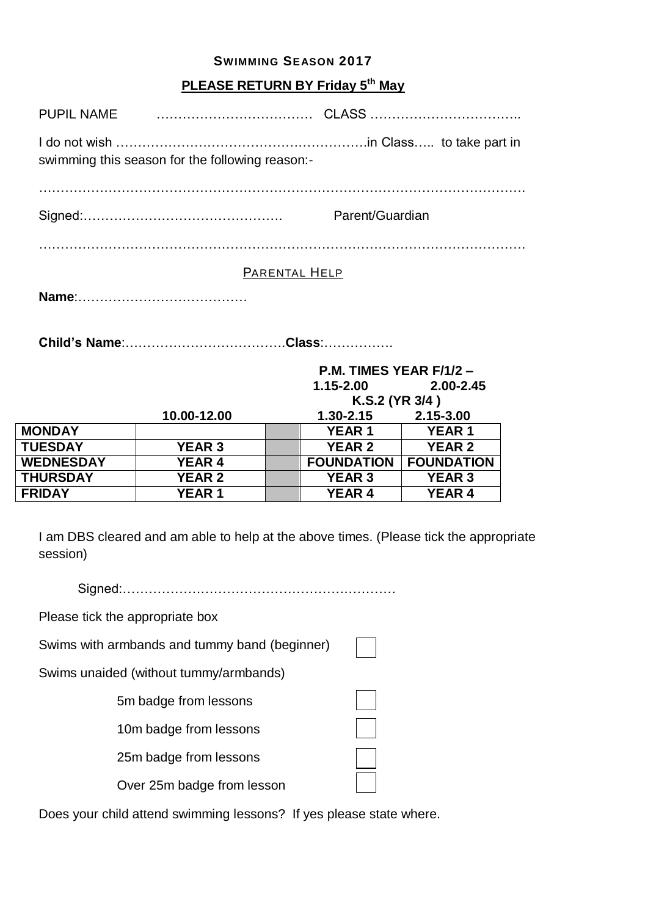**SWIMMING SEASON 2017**

**PLEASE RETURN BY Friday 5th May**

PUPIL NAME ……………………………… CLASS ……………………………..

I do not wish ………………………………………………….in Class….. to take part in swimming this season for the following reason:-

……………………………………………………………………………………………….

Signed:……………………………………… Parent/Guardian

……………………………………………………………………………………………….

PARENTAL HELP

**Name**:…………………………………

**Child's Name**:……………………………….**Class**:…………….

| | 10.00-12.00 | | P.M. TIMES YEAR F/1/2 – 1.15-2.00 K.S.2 (YR 3/4 ) 1.30-2.15 | 2.00-2.45 2.15-3.00 |
|---|---|---|---|---|
| **MONDAY** | | | **YEAR 1** | **YEAR 1** |
| **TUESDAY** | **YEAR 3** | | **YEAR 2** | **YEAR 2** |
| **WEDNESDAY** | **YEAR 4** | | **FOUNDATION** | **FOUNDATION** |
| **THURSDAY** | **YEAR 2** | | **YEAR 3** | **YEAR 3** |
| **FRIDAY** | **YEAR 1** | | **YEAR 4** | **YEAR 4** |

I am DBS cleared and am able to help at the above times. (Please tick the appropriate session)

Signed:………………………………………………………

Please tick the appropriate box

Swims with armbands and tummy band (beginner) ☐

Swims unaided (without tummy/armbands)

- 5m badge from lessons ☐
- 10m badge from lessons ☐
- 25m badge from lessons ☐
- Over 25m badge from lesson ☐

Does your child attend swimming lessons? If yes please state where.